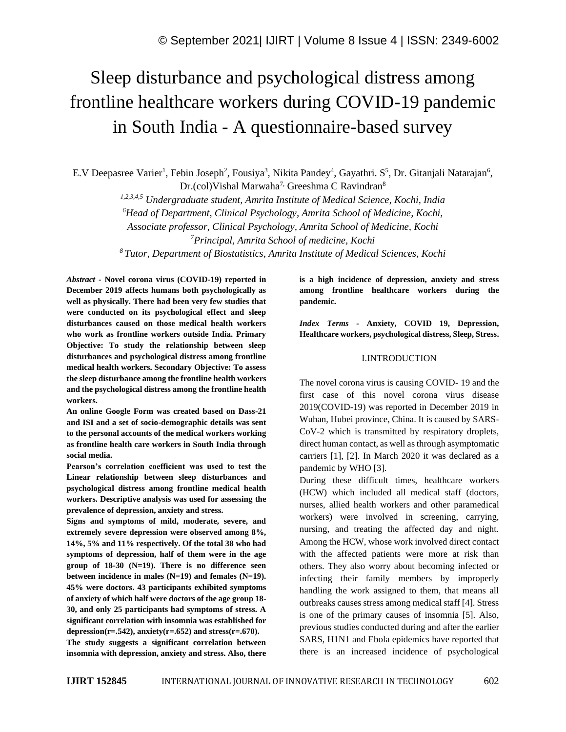# Sleep disturbance and psychological distress among frontline healthcare workers during COVID-19 pandemic in South India - A questionnaire-based survey

E.V Deepasree Varier[1], Febin Joseph[2], Fousiya[3], Nikita Pandey[4], Gayathri. S[5], Dr. Gitanjali Natarajan[6], Dr.(col)Vishal Marwaha[7], Greeshma C Ravindran[8]

*[1,2,3,4,5] Undergraduate student, Amrita Institute of Medical Science, Kochi, India*
*[6]Head of Department, Clinical Psychology, Amrita School of Medicine, Kochi, Associate professor, Clinical Psychology, Amrita School of Medicine, Kochi*
*[7]Principal, Amrita School of medicine, Kochi*
*[8] Tutor, Department of Biostatistics, Amrita Institute of Medical Sciences, Kochi*

*Abstract -* **Novel corona virus (COVID-19) reported in December 2019 affects humans both psychologically as well as physically. There had been very few studies that were conducted on its psychological effect and sleep disturbances caused on those medical health workers who work as frontline workers outside India. Primary Objective: To study the relationship between sleep disturbances and psychological distress among frontline medical health workers. Secondary Objective: To assess the sleep disturbance among the frontline health workers and the psychological distress among the frontline health workers.**

**An online Google Form was created based on Dass-21 and ISI and a set of socio-demographic details was sent to the personal accounts of the medical workers working as frontline health care workers in South India through social media.**

**Pearson's correlation coefficient was used to test the Linear relationship between sleep disturbances and psychological distress among frontline medical health workers. Descriptive analysis was used for assessing the prevalence of depression, anxiety and stress.**

**Signs and symptoms of mild, moderate, severe, and extremely severe depression were observed among 8%, 14%, 5% and 11% respectively. Of the total 38 who had symptoms of depression, half of them were in the age group of 18-30 (N=19). There is no difference seen between incidence in males (N=19) and females (N=19). 45% were doctors. 43 participants exhibited symptoms of anxiety of which half were doctors of the age group 18-30, and only 25 participants had symptoms of stress. A significant correlation with insomnia was established for depression(r=.542), anxiety(r=.652) and stress(r=.670).**

**The study suggests a significant correlation between insomnia with depression, anxiety and stress. Also, there is a high incidence of depression, anxiety and stress among frontline healthcare workers during the pandemic.**

*Index Terms -* **Anxiety, COVID 19, Depression, Healthcare workers, psychological distress, Sleep, Stress.**

## I.INTRODUCTION

The novel corona virus is causing COVID- 19 and the first case of this novel corona virus disease 2019(COVID-19) was reported in December 2019 in Wuhan, Hubei province, China. It is caused by SARS-CoV-2 which is transmitted by respiratory droplets, direct human contact, as well as through asymptomatic carriers [1], [2]. In March 2020 it was declared as a pandemic by WHO [3].

During these difficult times, healthcare workers (HCW) which included all medical staff (doctors, nurses, allied health workers and other paramedical workers) were involved in screening, carrying, nursing, and treating the affected day and night. Among the HCW, whose work involved direct contact with the affected patients were more at risk than others. They also worry about becoming infected or infecting their family members by improperly handling the work assigned to them, that means all outbreaks causes stress among medical staff [4]. Stress is one of the primary causes of insomnia [5]. Also, previous studies conducted during and after the earlier SARS, H1N1 and Ebola epidemics have reported that there is an increased incidence of psychological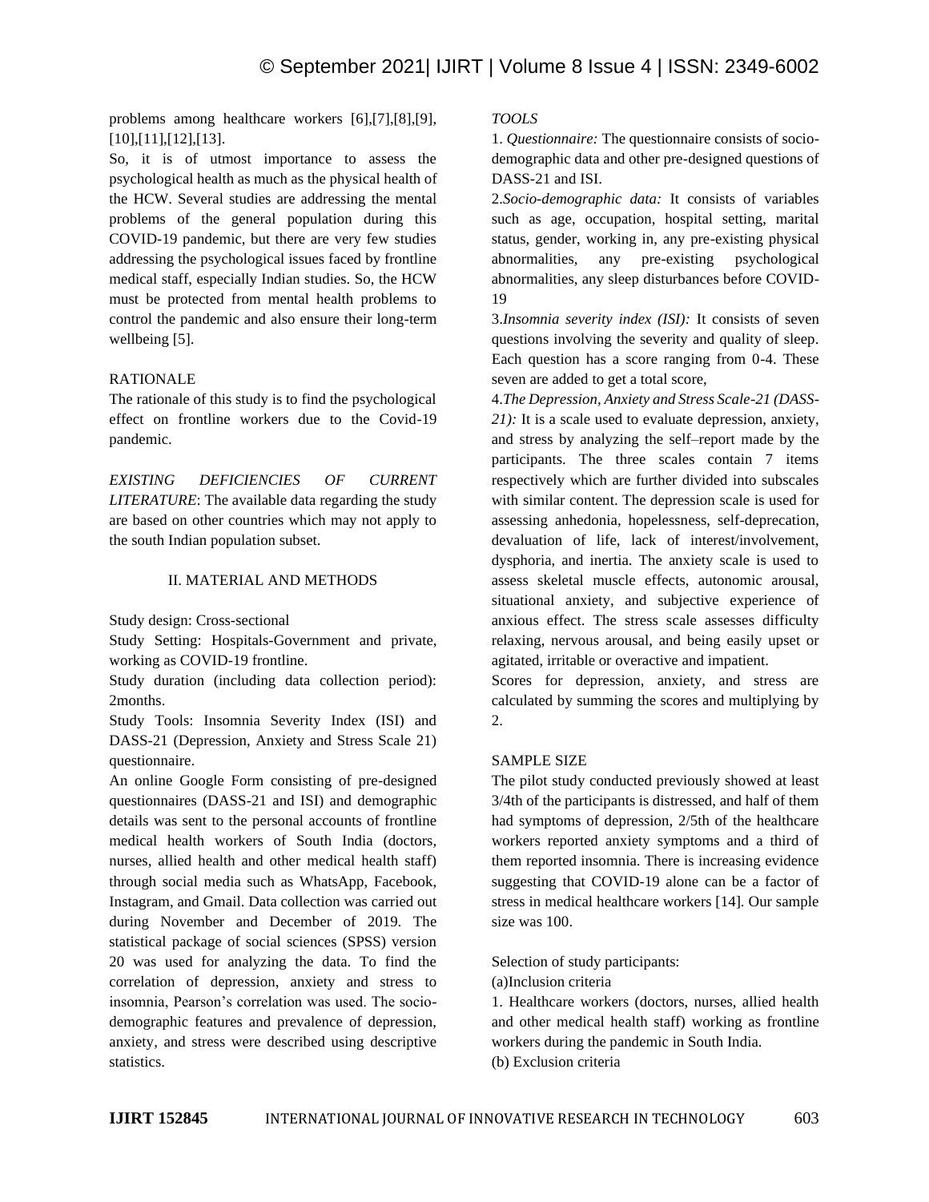problems among healthcare workers [6],[7],[8],[9],[10],[11],[12],[13].

So, it is of utmost importance to assess the psychological health as much as the physical health of the HCW. Several studies are addressing the mental problems of the general population during this COVID-19 pandemic, but there are very few studies addressing the psychological issues faced by frontline medical staff, especially Indian studies. So, the HCW must be protected from mental health problems to control the pandemic and also ensure their long-term wellbeing [5].

RATIONALE

The rationale of this study is to find the psychological effect on frontline workers due to the Covid-19 pandemic.

*EXISTING DEFICIENCIES OF CURRENT LITERATURE*: The available data regarding the study are based on other countries which may not apply to the south Indian population subset.

## II. MATERIAL AND METHODS

Study design: Cross-sectional

Study Setting: Hospitals-Government and private, working as COVID-19 frontline.

Study duration (including data collection period): 2months.

Study Tools: Insomnia Severity Index (ISI) and DASS-21 (Depression, Anxiety and Stress Scale 21) questionnaire.

An online Google Form consisting of pre-designed questionnaires (DASS-21 and ISI) and demographic details was sent to the personal accounts of frontline medical health workers of South India (doctors, nurses, allied health and other medical health staff) through social media such as WhatsApp, Facebook, Instagram, and Gmail. Data collection was carried out during November and December of 2019. The statistical package of social sciences (SPSS) version 20 was used for analyzing the data. To find the correlation of depression, anxiety and stress to insomnia, Pearson's correlation was used. The socio-demographic features and prevalence of depression, anxiety, and stress were described using descriptive statistics.

*TOOLS*

1. *Questionnaire:* The questionnaire consists of socio-demographic data and other pre-designed questions of DASS-21 and ISI.
2. *Socio-demographic data:* It consists of variables such as age, occupation, hospital setting, marital status, gender, working in, any pre-existing physical abnormalities, any pre-existing psychological abnormalities, any sleep disturbances before COVID-19
3. *Insomnia severity index (ISI):* It consists of seven questions involving the severity and quality of sleep. Each question has a score ranging from 0-4. These seven are added to get a total score,
4. *The Depression, Anxiety and Stress Scale-21 (DASS-21):* It is a scale used to evaluate depression, anxiety, and stress by analyzing the self–report made by the participants. The three scales contain 7 items respectively which are further divided into subscales with similar content. The depression scale is used for assessing anhedonia, hopelessness, self-deprecation, devaluation of life, lack of interest/involvement, dysphoria, and inertia. The anxiety scale is used to assess skeletal muscle effects, autonomic arousal, situational anxiety, and subjective experience of anxious effect. The stress scale assesses difficulty relaxing, nervous arousal, and being easily upset or agitated, irritable or overactive and impatient.

Scores for depression, anxiety, and stress are calculated by summing the scores and multiplying by 2.

SAMPLE SIZE

The pilot study conducted previously showed at least 3/4th of the participants is distressed, and half of them had symptoms of depression, 2/5th of the healthcare workers reported anxiety symptoms and a third of them reported insomnia. There is increasing evidence suggesting that COVID-19 alone can be a factor of stress in medical healthcare workers [14]. Our sample size was 100.

Selection of study participants:

(a)Inclusion criteria

1. Healthcare workers (doctors, nurses, allied health and other medical health staff) working as frontline workers during the pandemic in South India.

(b) Exclusion criteria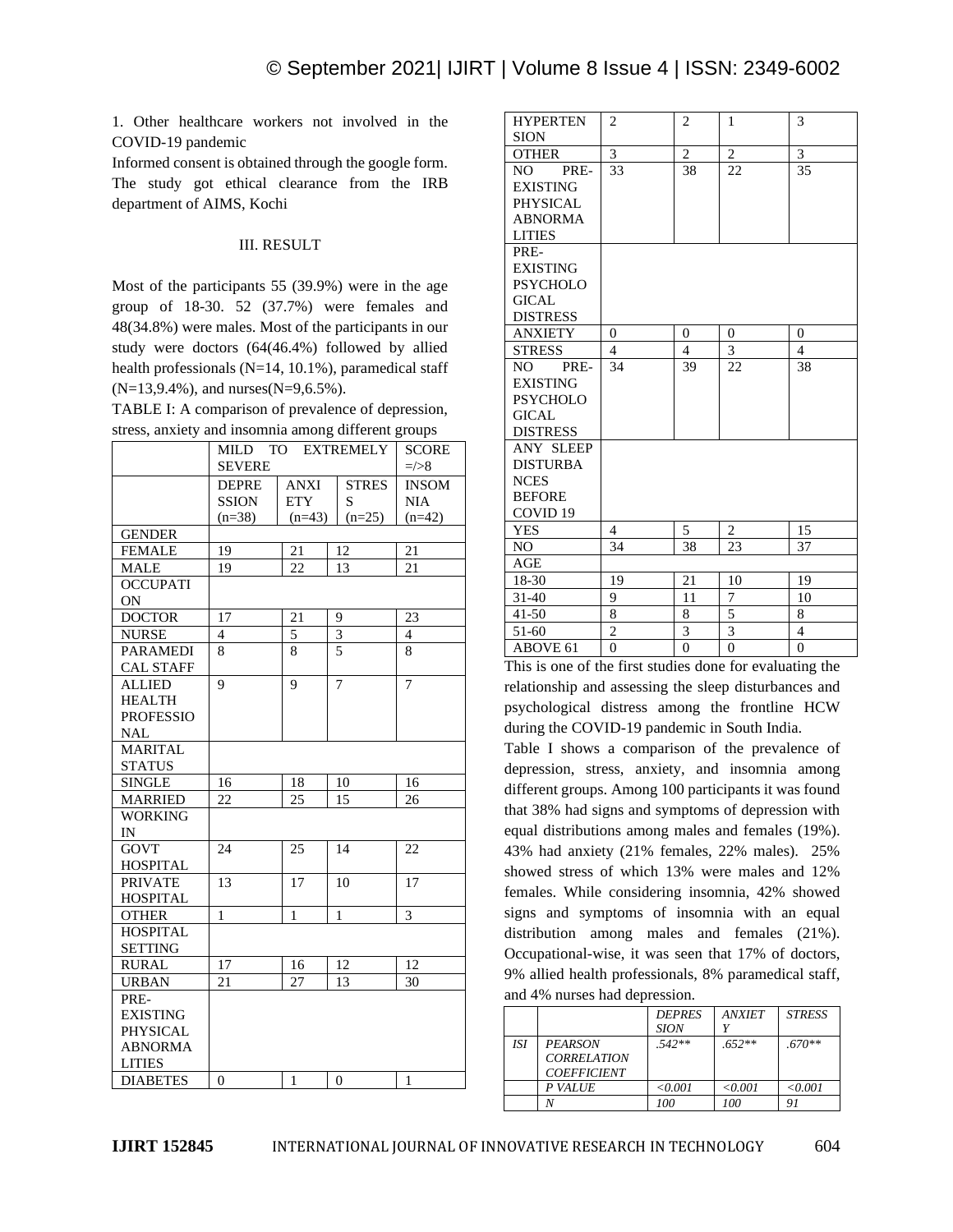1. Other healthcare workers not involved in the COVID-19 pandemic

Informed consent is obtained through the google form. The study got ethical clearance from the IRB department of AIMS, Kochi

## III. RESULT

Most of the participants 55 (39.9%) were in the age group of 18-30. 52 (37.7%) were females and 48(34.8%) were males. Most of the participants in our study were doctors (64(46.4%) followed by allied health professionals (N=14, 10.1%), paramedical staff (N=13,9.4%), and nurses(N=9,6.5%).

TABLE I: A comparison of prevalence of depression, stress, anxiety and insomnia among different groups

| | MILD TO EXTREMELY SEVERE | | | SCORE =/>8 |
|---|---|---|---|---|
| | DEPRESSION (n=38) | ANXIETY (n=43) | STRESS (n=25) | INSOMNIA (n=42) |
| GENDER | | | | |
| FEMALE | 19 | 21 | 12 | 21 |
| MALE | 19 | 22 | 13 | 21 |
| OCCUPATION | | | | |
| DOCTOR | 17 | 21 | 9 | 23 |
| NURSE | 4 | 5 | 3 | 4 |
| PARAMEDICAL STAFF | 8 | 8 | 5 | 8 |
| ALLIED HEALTH PROFESSIONAL | 9 | 9 | 7 | 7 |
| MARITAL STATUS | | | | |
| SINGLE | 16 | 18 | 10 | 16 |
| MARRIED | 22 | 25 | 15 | 26 |
| WORKING IN | | | | |
| GOVT HOSPITAL | 24 | 25 | 14 | 22 |
| PRIVATE HOSPITAL | 13 | 17 | 10 | 17 |
| OTHER | 1 | 1 | 1 | 3 |
| HOSPITAL SETTING | | | | |
| RURAL | 17 | 16 | 12 | 12 |
| URBAN | 21 | 27 | 13 | 30 |
| PRE-EXISTING PHYSICAL ABNORMALITIES | | | | |
| DIABETES | 0 | 1 | 0 | 1 |
| HYPERTENSION | 2 | 2 | 1 | 3 |
| OTHER | 3 | 2 | 2 | 3 |
| NO PRE-EXISTING PHYSICAL ABNORMALITIES | 33 | 38 | 22 | 35 |
| PRE-EXISTING PSYCHOLOGICAL DISTRESS | | | | |
| ANXIETY | 0 | 0 | 0 | 0 |
| STRESS | 4 | 4 | 3 | 4 |
| NO PRE-EXISTING PSYCHOLOGICAL DISTRESS | 34 | 39 | 22 | 38 |
| ANY SLEEP DISTURBANCES BEFORE COVID 19 | | | | |
| YES | 4 | 5 | 2 | 15 |
| NO | 34 | 38 | 23 | 37 |
| AGE | | | | |
| 18-30 | 19 | 21 | 10 | 19 |
| 31-40 | 9 | 11 | 7 | 10 |
| 41-50 | 8 | 8 | 5 | 8 |
| 51-60 | 2 | 3 | 3 | 4 |
| ABOVE 61 | 0 | 0 | 0 | 0 |

This is one of the first studies done for evaluating the relationship and assessing the sleep disturbances and psychological distress among the frontline HCW during the COVID-19 pandemic in South India.

Table I shows a comparison of the prevalence of depression, stress, anxiety, and insomnia among different groups. Among 100 participants it was found that 38% had signs and symptoms of depression with equal distributions among males and females (19%). 43% had anxiety (21% females, 22% males). 25% showed stress of which 13% were males and 12% females. While considering insomnia, 42% showed signs and symptoms of insomnia with an equal distribution among males and females (21%). Occupational-wise, it was seen that 17% of doctors, 9% allied health professionals, 8% paramedical staff, and 4% nurses had depression.

| | | *DEPRESSION* | *ANXIETY* | *STRESS* |
|---|---|---|---|---|
| *ISI* | *PEARSON CORRELATION COEFFICIENT* | *.542\*\** | *.652\*\** | *.670\*\** |
| | *P VALUE* | *<0.001* | *<0.001* | *<0.001* |
| | *N* | *100* | *100* | *91* |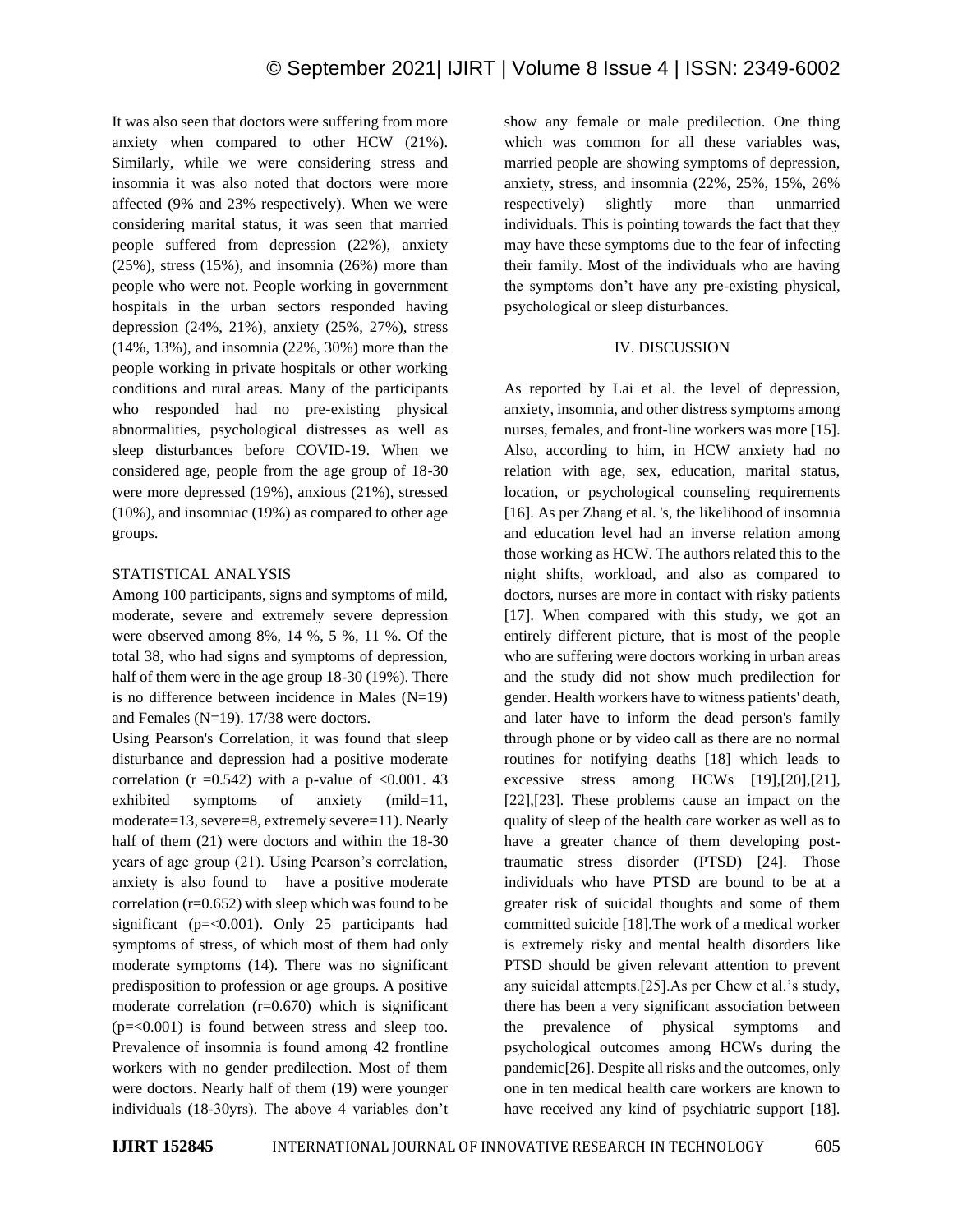It was also seen that doctors were suffering from more anxiety when compared to other HCW (21%). Similarly, while we were considering stress and insomnia it was also noted that doctors were more affected (9% and 23% respectively). When we were considering marital status, it was seen that married people suffered from depression (22%), anxiety (25%), stress (15%), and insomnia (26%) more than people who were not. People working in government hospitals in the urban sectors responded having depression (24%, 21%), anxiety (25%, 27%), stress (14%, 13%), and insomnia (22%, 30%) more than the people working in private hospitals or other working conditions and rural areas. Many of the participants who responded had no pre-existing physical abnormalities, psychological distresses as well as sleep disturbances before COVID-19. When we considered age, people from the age group of 18-30 were more depressed (19%), anxious (21%), stressed (10%), and insomniac (19%) as compared to other age groups.

STATISTICAL ANALYSIS

Among 100 participants, signs and symptoms of mild, moderate, severe and extremely severe depression were observed among 8%, 14 %, 5 %, 11 %. Of the total 38, who had signs and symptoms of depression, half of them were in the age group 18-30 (19%). There is no difference between incidence in Males (N=19) and Females (N=19). 17/38 were doctors.

Using Pearson's Correlation, it was found that sleep disturbance and depression had a positive moderate correlation ($r = 0.542$) with a p-value of $<0.001$. 43 exhibited symptoms of anxiety (mild=11, moderate=13, severe=8, extremely severe=11). Nearly half of them (21) were doctors and within the 18-30 years of age group (21). Using Pearson's correlation, anxiety is also found to have a positive moderate correlation ($r=0.652$) with sleep which was found to be significant ($p=<0.001$). Only 25 participants had symptoms of stress, of which most of them had only moderate symptoms (14). There was no significant predisposition to profession or age groups. A positive moderate correlation ($r=0.670$) which is significant ($p=<0.001$) is found between stress and sleep too. Prevalence of insomnia is found among 42 frontline workers with no gender predilection. Most of them were doctors. Nearly half of them (19) were younger individuals (18-30yrs). The above 4 variables don't show any female or male predilection. One thing which was common for all these variables was, married people are showing symptoms of depression, anxiety, stress, and insomnia (22%, 25%, 15%, 26% respectively) slightly more than unmarried individuals. This is pointing towards the fact that they may have these symptoms due to the fear of infecting their family. Most of the individuals who are having the symptoms don't have any pre-existing physical, psychological or sleep disturbances.

## IV. DISCUSSION

As reported by Lai et al. the level of depression, anxiety, insomnia, and other distress symptoms among nurses, females, and front-line workers was more [15]. Also, according to him, in HCW anxiety had no relation with age, sex, education, marital status, location, or psychological counseling requirements [16]. As per Zhang et al. 's, the likelihood of insomnia and education level had an inverse relation among those working as HCW. The authors related this to the night shifts, workload, and also as compared to doctors, nurses are more in contact with risky patients [17]. When compared with this study, we got an entirely different picture, that is most of the people who are suffering were doctors working in urban areas and the study did not show much predilection for gender. Health workers have to witness patients' death, and later have to inform the dead person's family through phone or by video call as there are no normal routines for notifying deaths [18] which leads to excessive stress among HCWs [19],[20],[21],[22],[23]. These problems cause an impact on the quality of sleep of the health care worker as well as to have a greater chance of them developing post-traumatic stress disorder (PTSD) [24]. Those individuals who have PTSD are bound to be at a greater risk of suicidal thoughts and some of them committed suicide [18].The work of a medical worker is extremely risky and mental health disorders like PTSD should be given relevant attention to prevent any suicidal attempts.[25].As per Chew et al.'s study, there has been a very significant association between the prevalence of physical symptoms and psychological outcomes among HCWs during the pandemic[26]. Despite all risks and the outcomes, only one in ten medical health care workers are known to have received any kind of psychiatric support [18].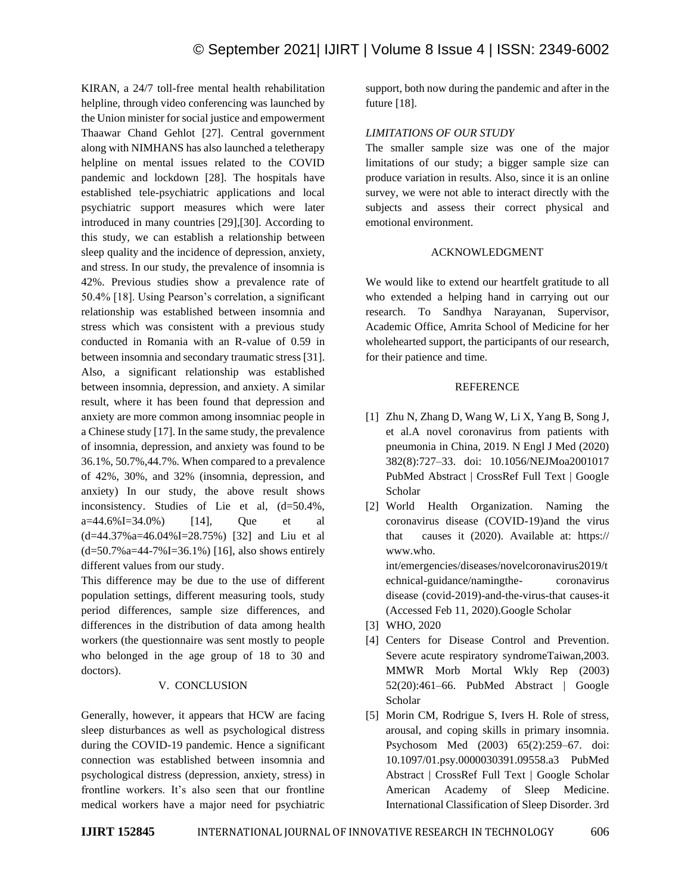KIRAN, a 24/7 toll-free mental health rehabilitation helpline, through video conferencing was launched by the Union minister for social justice and empowerment Thaawar Chand Gehlot [27]. Central government along with NIMHANS has also launched a teletherapy helpline on mental issues related to the COVID pandemic and lockdown [28]. The hospitals have established tele-psychiatric applications and local psychiatric support measures which were later introduced in many countries [29],[30]. According to this study, we can establish a relationship between sleep quality and the incidence of depression, anxiety, and stress. In our study, the prevalence of insomnia is 42%. Previous studies show a prevalence rate of 50.4% [18]. Using Pearson's correlation, a significant relationship was established between insomnia and stress which was consistent with a previous study conducted in Romania with an R-value of 0.59 in between insomnia and secondary traumatic stress [31]. Also, a significant relationship was established between insomnia, depression, and anxiety. A similar result, where it has been found that depression and anxiety are more common among insomniac people in a Chinese study [17]. In the same study, the prevalence of insomnia, depression, and anxiety was found to be 36.1%, 50.7%,44.7%. When compared to a prevalence of 42%, 30%, and 32% (insomnia, depression, and anxiety) In our study, the above result shows inconsistency. Studies of Lie et al, (d=50.4%, a=44.6%I=34.0%) [14], Que et al (d=44.37%a=46.04%I=28.75%) [32] and Liu et al (d=50.7%a=44-7%I=36.1%) [16], also shows entirely different values from our study.

This difference may be due to the use of different population settings, different measuring tools, study period differences, sample size differences, and differences in the distribution of data among health workers (the questionnaire was sent mostly to people who belonged in the age group of 18 to 30 and doctors).

## V. CONCLUSION

Generally, however, it appears that HCW are facing sleep disturbances as well as psychological distress during the COVID-19 pandemic. Hence a significant connection was established between insomnia and psychological distress (depression, anxiety, stress) in frontline workers. It's also seen that our frontline medical workers have a major need for psychiatric support, both now during the pandemic and after in the future [18].

### *LIMITATIONS OF OUR STUDY*

The smaller sample size was one of the major limitations of our study; a bigger sample size can produce variation in results. Also, since it is an online survey, we were not able to interact directly with the subjects and assess their correct physical and emotional environment.

## ACKNOWLEDGMENT

We would like to extend our heartfelt gratitude to all who extended a helping hand in carrying out our research. To Sandhya Narayanan, Supervisor, Academic Office, Amrita School of Medicine for her wholehearted support, the participants of our research, for their patience and time.

## REFERENCE

[1] Zhu N, Zhang D, Wang W, Li X, Yang B, Song J, et al.A novel coronavirus from patients with pneumonia in China, 2019. N Engl J Med (2020) 382(8):727–33. doi: 10.1056/NEJMoa2001017 PubMed Abstract | CrossRef Full Text | Google Scholar

[2] World Health Organization. Naming the coronavirus disease (COVID-19)and the virus that causes it (2020). Available at: https:// www.who. int/emergencies/diseases/novelcoronavirus2019/technical-guidance/namingthe- coronavirus disease (covid-2019)-and-the-virus-that causes-it (Accessed Feb 11, 2020).Google Scholar

[3] WHO, 2020

[4] Centers for Disease Control and Prevention. Severe acute respiratory syndromeTaiwan,2003. MMWR Morb Mortal Wkly Rep (2003) 52(20):461–66. PubMed Abstract | Google Scholar

[5] Morin CM, Rodrigue S, Ivers H. Role of stress, arousal, and coping skills in primary insomnia. Psychosom Med (2003) 65(2):259–67. doi: 10.1097/01.psy.0000030391.09558.a3 PubMed Abstract | CrossRef Full Text | Google Scholar American Academy of Sleep Medicine. International Classification of Sleep Disorder. 3rd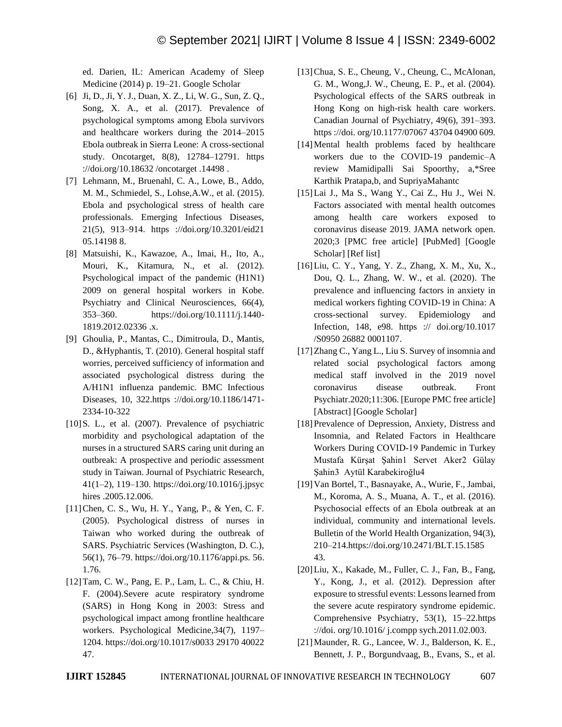ed. Darien, IL: American Academy of Sleep Medicine (2014) p. 19–21. Google Scholar

[6] Ji, D., Ji, Y. J., Duan, X. Z., Li, W. G., Sun, Z. Q., Song, X. A., et al. (2017). Prevalence of psychological symptoms among Ebola survivors and healthcare workers during the 2014–2015 Ebola outbreak in Sierra Leone: A cross-sectional study. Oncotarget, 8(8), 12784–12791. https ://doi.org/10.18632 /oncotarget .14498 .

[7] Lehmann, M., Bruenahl, C. A., Lowe, B., Addo, M. M., Schmiedel, S., Lohse,A.W., et al. (2015). Ebola and psychological stress of health care professionals. Emerging Infectious Diseases, 21(5), 913–914. https ://doi.org/10.3201/eid21 05.14198 8.

[8] Matsuishi, K., Kawazoe, A., Imai, H., Ito, A., Mouri, K., Kitamura, N., et al. (2012). Psychological impact of the pandemic (H1N1) 2009 on general hospital workers in Kobe. Psychiatry and Clinical Neurosciences, 66(4), 353–360. https://doi.org/10.1111/j.1440-1819.2012.02336 .x.

[9] Ghoulia, P., Mantas, C., Dimitroula, D., Mantis, D., &Hyphantis, T. (2010). General hospital staff worries, perceived sufficiency of information and associated psychological distress during the A/H1N1 influenza pandemic. BMC Infectious Diseases, 10, 322.https ://doi.org/10.1186/1471-2334-10-322

[10] S. L., et al. (2007). Prevalence of psychiatric morbidity and psychological adaptation of the nurses in a structured SARS caring unit during an outbreak: A prospective and periodic assessment study in Taiwan. Journal of Psychiatric Research, 41(1–2), 119–130. https://doi.org/10.1016/j.jpsyc hires .2005.12.006.

[11] Chen, C. S., Wu, H. Y., Yang, P., & Yen, C. F. (2005). Psychological distress of nurses in Taiwan who worked during the outbreak of SARS. Psychiatric Services (Washington, D. C.), 56(1), 76–79. https://doi.org/10.1176/appi.ps. 56. 1.76.

[12] Tam, C. W., Pang, E. P., Lam, L. C., & Chiu, H. F. (2004).Severe acute respiratory syndrome (SARS) in Hong Kong in 2003: Stress and psychological impact among frontline healthcare workers. Psychological Medicine,34(7), 1197–1204. https://doi.org/10.1017/s0033 29170 40022 47.

[13] Chua, S. E., Cheung, V., Cheung, C., McAlonan, G. M., Wong,J. W., Cheung, E. P., et al. (2004). Psychological effects of the SARS outbreak in Hong Kong on high-risk health care workers. Canadian Journal of Psychiatry, 49(6), 391–393. https ://doi. org/10.1177/07067 43704 04900 609.

[14] Mental health problems faced by healthcare workers due to the COVID-19 pandemic–A review Mamidipalli Sai Spoorthy, a,*Sree Karthik Pratapa,b, and SupriyaMahantc

[15] Lai J., Ma S., Wang Y., Cai Z., Hu J., Wei N. Factors associated with mental health outcomes among health care workers exposed to coronavirus disease 2019. JAMA network open. 2020;3 [PMC free article] [PubMed] [Google Scholar] [Ref list]

[16] Liu, C. Y., Yang, Y. Z., Zhang, X. M., Xu, X., Dou, Q. L., Zhang, W. W., et al. (2020). The prevalence and influencing factors in anxiety in medical workers fighting COVID-19 in China: A cross-sectional survey. Epidemiology and Infection, 148, e98. https :// doi.org/10.1017 /S0950 26882 0001107.

[17] Zhang C., Yang L., Liu S. Survey of insomnia and related social psychological factors among medical staff involved in the 2019 novel coronavirus disease outbreak. Front Psychiatr.2020;11:306. [Europe PMC free article] [Abstract] [Google Scholar]

[18] Prevalence of Depression, Anxiety, Distress and Insomnia, and Related Factors in Healthcare Workers During COVID-19 Pandemic in Turkey Mustafa Kürşat Şahin1 Servet Aker2 Gülay Şahin3 Aytül Karabekiroğlu4

[19] Van Bortel, T., Basnayake, A., Wurie, F., Jambai, M., Koroma, A. S., Muana, A. T., et al. (2016). Psychosocial effects of an Ebola outbreak at an individual, community and international levels. Bulletin of the World Health Organization, 94(3), 210–214.https://doi.org/10.2471/BLT.15.1585 43.

[20] Liu, X., Kakade, M., Fuller, C. J., Fan, B., Fang, Y., Kong, J., et al. (2012). Depression after exposure to stressful events: Lessons learned from the severe acute respiratory syndrome epidemic. Comprehensive Psychiatry, 53(1), 15–22.https ://doi. org/10.1016/ j.compp sych.2011.02.003.

[21] Maunder, R. G., Lancee, W. J., Balderson, K. E., Bennett, J. P., Borgundvaag, B., Evans, S., et al.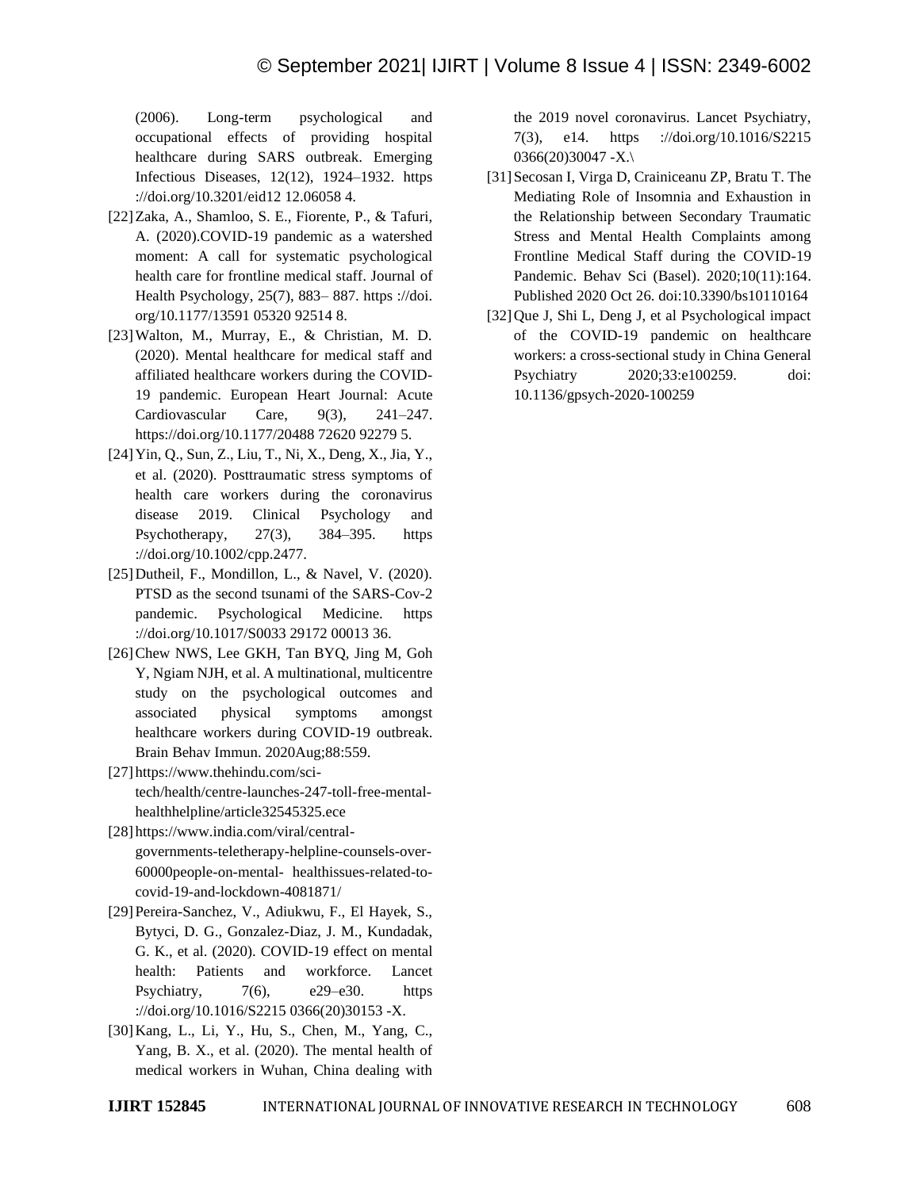(2006). Long-term psychological and occupational effects of providing hospital healthcare during SARS outbreak. Emerging Infectious Diseases, 12(12), 1924–1932. https ://doi.org/10.3201/eid12 12.06058 4.

[22] Zaka, A., Shamloo, S. E., Fiorente, P., & Tafuri, A. (2020).COVID-19 pandemic as a watershed moment: A call for systematic psychological health care for frontline medical staff. Journal of Health Psychology, 25(7), 883– 887. https ://doi. org/10.1177/13591 05320 92514 8.

[23] Walton, M., Murray, E., & Christian, M. D. (2020). Mental healthcare for medical staff and affiliated healthcare workers during the COVID-19 pandemic. European Heart Journal: Acute Cardiovascular Care, 9(3), 241–247. https://doi.org/10.1177/20488 72620 92279 5.

[24] Yin, Q., Sun, Z., Liu, T., Ni, X., Deng, X., Jia, Y., et al. (2020). Posttraumatic stress symptoms of health care workers during the coronavirus disease 2019. Clinical Psychology and Psychotherapy, 27(3), 384–395. https ://doi.org/10.1002/cpp.2477.

[25] Dutheil, F., Mondillon, L., & Navel, V. (2020). PTSD as the second tsunami of the SARS-Cov-2 pandemic. Psychological Medicine. https ://doi.org/10.1017/S0033 29172 00013 36.

[26] Chew NWS, Lee GKH, Tan BYQ, Jing M, Goh Y, Ngiam NJH, et al. A multinational, multicentre study on the psychological outcomes and associated physical symptoms amongst healthcare workers during COVID-19 outbreak. Brain Behav Immun. 2020Aug;88:559.

[27] https://www.thehindu.com/sci-tech/health/centre-launches-247-toll-free-mental-healthhelpline/article32545325.ece

[28] https://www.india.com/viral/central-governments-teletherapy-helpline-counsels-over-60000people-on-mental- healthissues-related-to-covid-19-and-lockdown-4081871/

[29] Pereira-Sanchez, V., Adiukwu, F., El Hayek, S., Bytyci, D. G., Gonzalez-Diaz, J. M., Kundadak, G. K., et al. (2020). COVID-19 effect on mental health: Patients and workforce. Lancet Psychiatry, 7(6), e29–e30. https ://doi.org/10.1016/S2215 0366(20)30153 -X.

[30] Kang, L., Li, Y., Hu, S., Chen, M., Yang, C., Yang, B. X., et al. (2020). The mental health of medical workers in Wuhan, China dealing with the 2019 novel coronavirus. Lancet Psychiatry, 7(3), e14. https ://doi.org/10.1016/S2215 0366(20)30047 -X.\

[31] Secosan I, Virga D, Crainiceanu ZP, Bratu T. The Mediating Role of Insomnia and Exhaustion in the Relationship between Secondary Traumatic Stress and Mental Health Complaints among Frontline Medical Staff during the COVID-19 Pandemic. Behav Sci (Basel). 2020;10(11):164. Published 2020 Oct 26. doi:10.3390/bs10110164

[32] Que J, Shi L, Deng J, et al Psychological impact of the COVID-19 pandemic on healthcare workers: a cross-sectional study in China General Psychiatry 2020;33:e100259. doi: 10.1136/gpsych-2020-100259